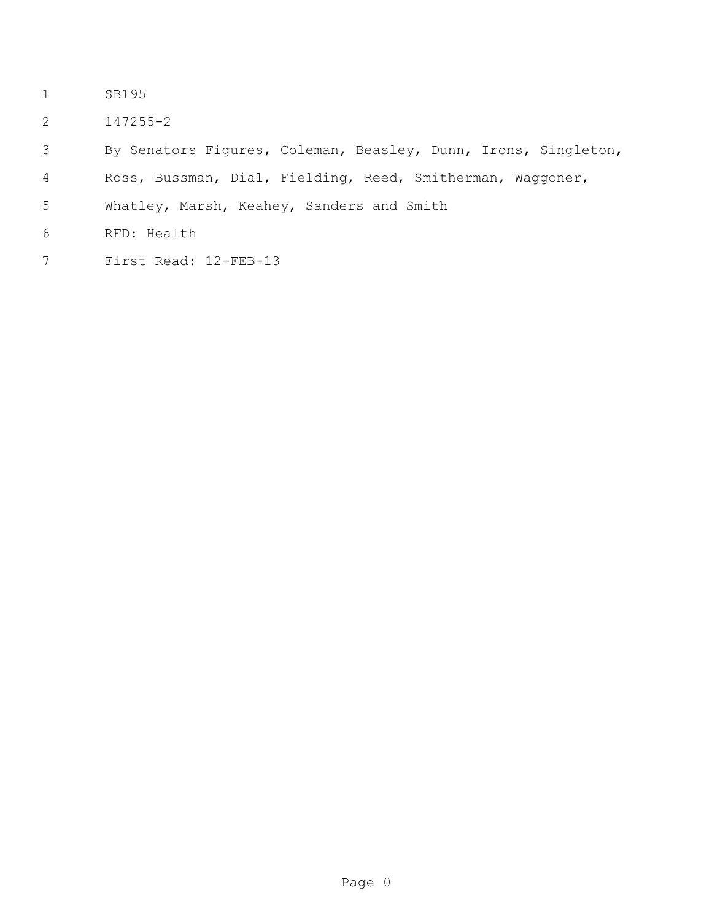SB195

147255-2

By Senators Figures, Coleman, Beasley, Dunn, Irons, Singleton, Ross, Bussman, Dial, Fielding, Reed, Smitherman, Waggoner, Whatley, Marsh, Keahey, Sanders and Smith

RFD: Health

First Read: 12-FEB-13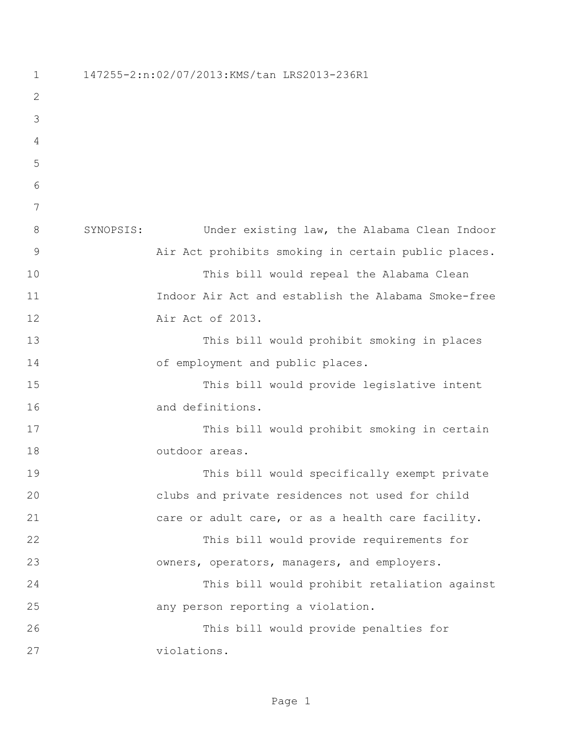147255-2:n:02/07/2013:KMS/tan LRS2013-236R1

SYNOPSIS: Under existing law, the Alabama Clean Indoor Air Act prohibits smoking in certain public places.

This bill would repeal the Alabama Clean Indoor Air Act and establish the Alabama Smoke-free Air Act of 2013.

This bill would prohibit smoking in places of employment and public places.

This bill would provide legislative intent and definitions.

This bill would prohibit smoking in certain outdoor areas.

This bill would specifically exempt private clubs and private residences not used for child care or adult care, or as a health care facility.

This bill would provide requirements for owners, operators, managers, and employers.

This bill would prohibit retaliation against any person reporting a violation.

This bill would provide penalties for violations.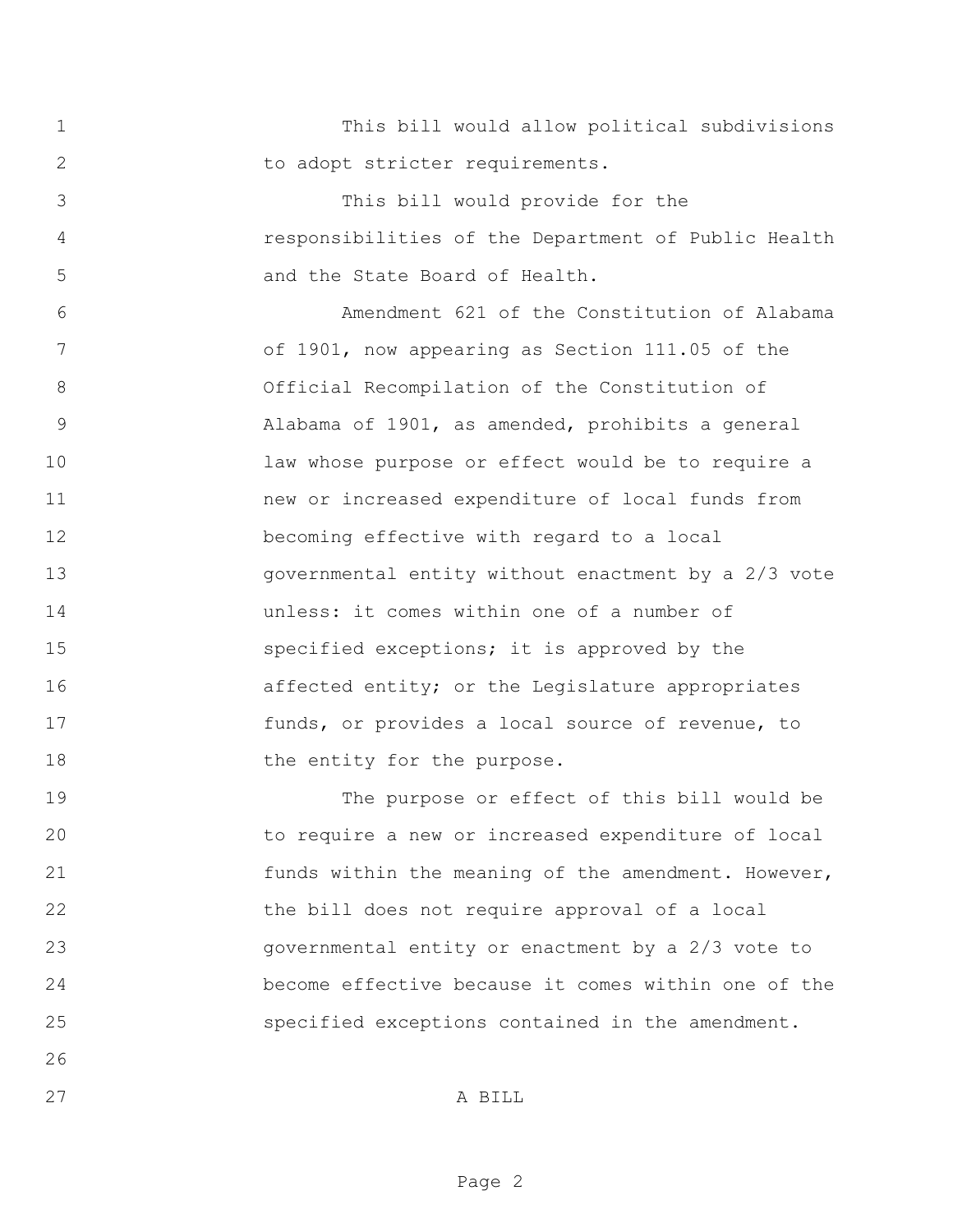This bill would allow political subdivisions to adopt stricter requirements.

This bill would provide for the responsibilities of the Department of Public Health and the State Board of Health.

Amendment 621 of the Constitution of Alabama of 1901, now appearing as Section 111.05 of the Official Recompilation of the Constitution of Alabama of 1901, as amended, prohibits a general law whose purpose or effect would be to require a new or increased expenditure of local funds from becoming effective with regard to a local governmental entity without enactment by a 2/3 vote unless: it comes within one of a number of specified exceptions; it is approved by the affected entity; or the Legislature appropriates funds, or provides a local source of revenue, to the entity for the purpose.

The purpose or effect of this bill would be to require a new or increased expenditure of local funds within the meaning of the amendment. However, the bill does not require approval of a local governmental entity or enactment by a 2/3 vote to become effective because it comes within one of the specified exceptions contained in the amendment.

A BILL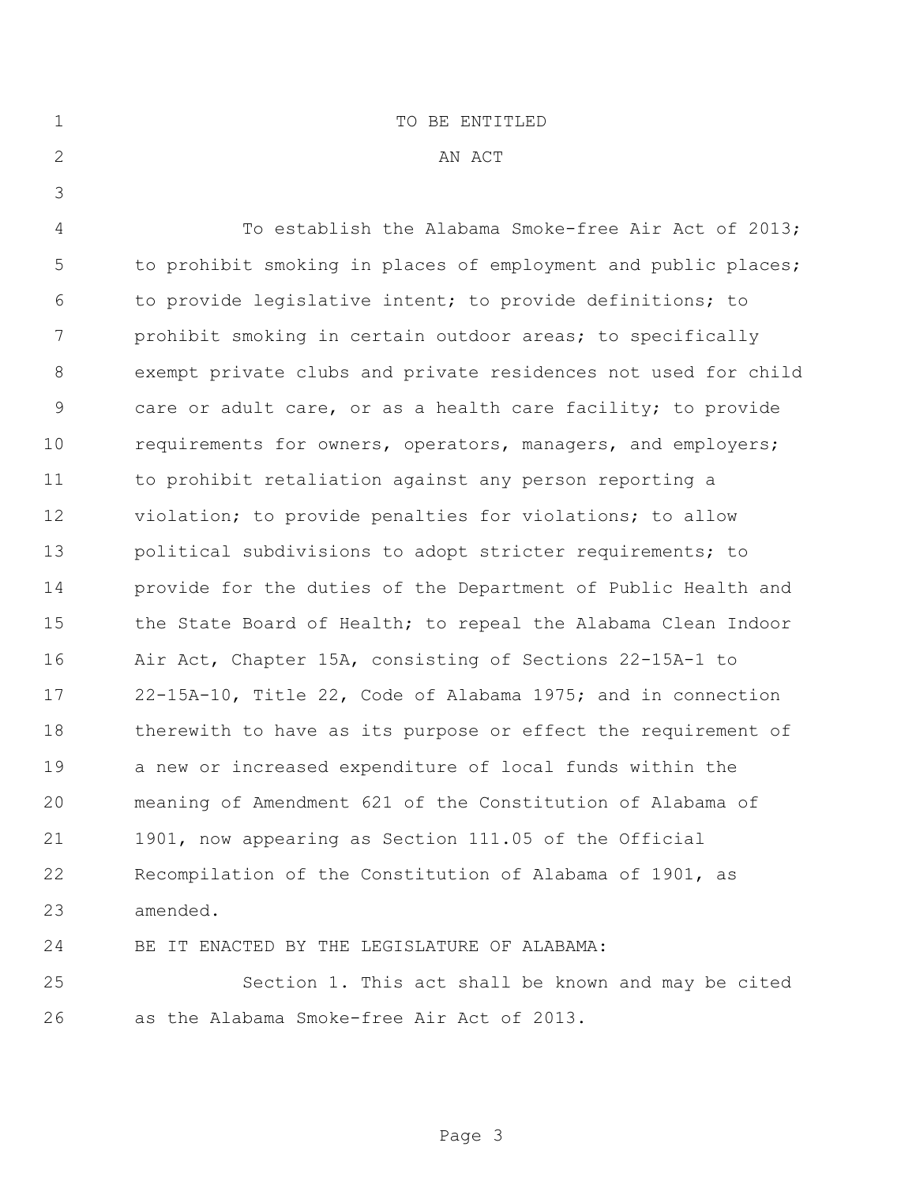TO BE ENTITLED

AN ACT

To establish the Alabama Smoke-free Air Act of 2013; to prohibit smoking in places of employment and public places; to provide legislative intent; to provide definitions; to prohibit smoking in certain outdoor areas; to specifically exempt private clubs and private residences not used for child care or adult care, or as a health care facility; to provide requirements for owners, operators, managers, and employers; to prohibit retaliation against any person reporting a violation; to provide penalties for violations; to allow political subdivisions to adopt stricter requirements; to provide for the duties of the Department of Public Health and the State Board of Health; to repeal the Alabama Clean Indoor Air Act, Chapter 15A, consisting of Sections 22-15A-1 to 22-15A-10, Title 22, Code of Alabama 1975; and in connection therewith to have as its purpose or effect the requirement of a new or increased expenditure of local funds within the meaning of Amendment 621 of the Constitution of Alabama of 1901, now appearing as Section 111.05 of the Official Recompilation of the Constitution of Alabama of 1901, as amended.

BE IT ENACTED BY THE LEGISLATURE OF ALABAMA:

Section 1. This act shall be known and may be cited as the Alabama Smoke-free Air Act of 2013.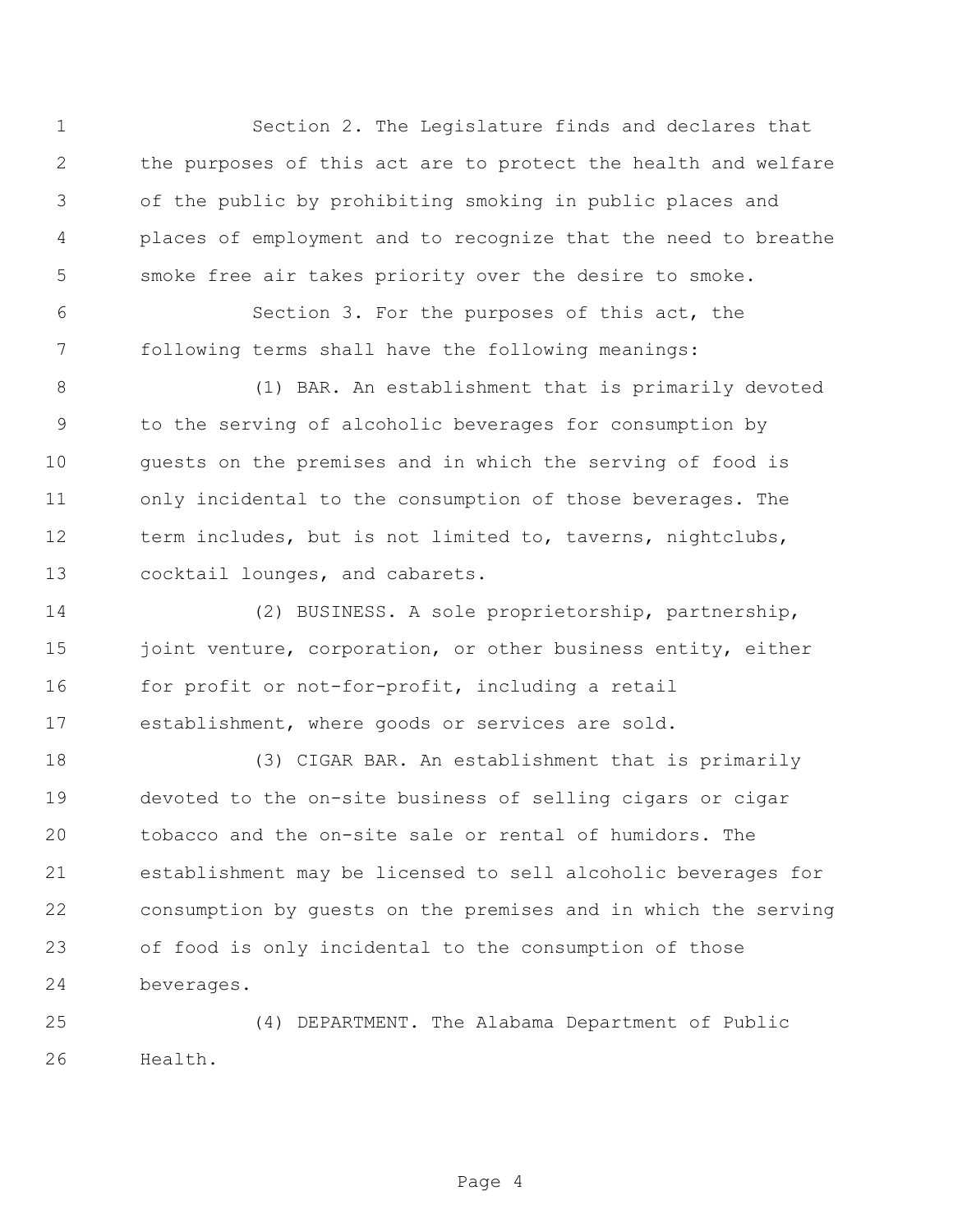Section 2. The Legislature finds and declares that the purposes of this act are to protect the health and welfare of the public by prohibiting smoking in public places and places of employment and to recognize that the need to breathe smoke free air takes priority over the desire to smoke.

Section 3. For the purposes of this act, the following terms shall have the following meanings:

(1) BAR. An establishment that is primarily devoted to the serving of alcoholic beverages for consumption by guests on the premises and in which the serving of food is only incidental to the consumption of those beverages. The term includes, but is not limited to, taverns, nightclubs, cocktail lounges, and cabarets.

(2) BUSINESS. A sole proprietorship, partnership, joint venture, corporation, or other business entity, either for profit or not-for-profit, including a retail establishment, where goods or services are sold.

(3) CIGAR BAR. An establishment that is primarily devoted to the on-site business of selling cigars or cigar tobacco and the on-site sale or rental of humidors. The establishment may be licensed to sell alcoholic beverages for consumption by guests on the premises and in which the serving of food is only incidental to the consumption of those beverages.

(4) DEPARTMENT. The Alabama Department of Public Health.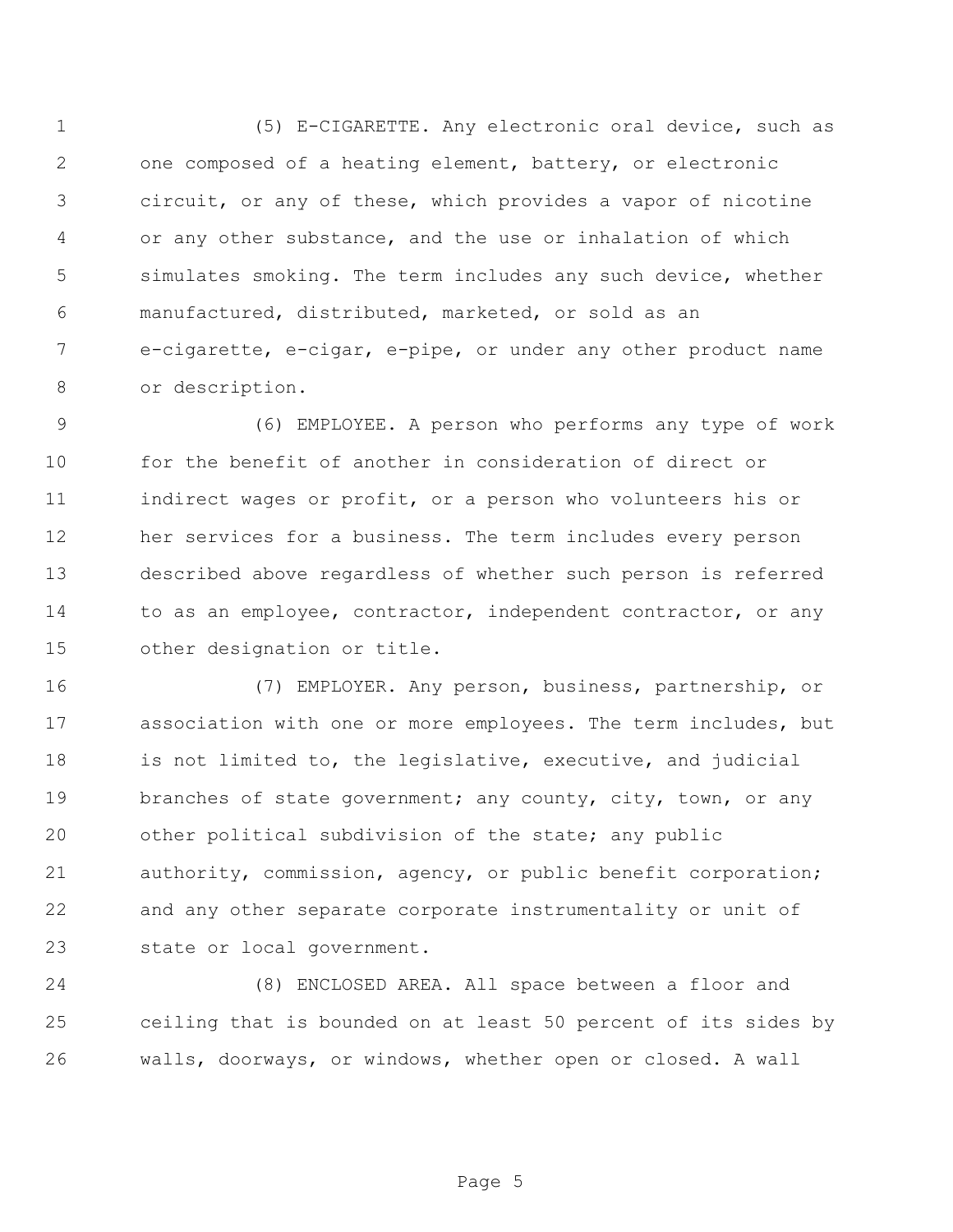(5) E-CIGARETTE. Any electronic oral device, such as one composed of a heating element, battery, or electronic circuit, or any of these, which provides a vapor of nicotine or any other substance, and the use or inhalation of which simulates smoking. The term includes any such device, whether manufactured, distributed, marketed, or sold as an e-cigarette, e-cigar, e-pipe, or under any other product name or description.

(6) EMPLOYEE. A person who performs any type of work for the benefit of another in consideration of direct or indirect wages or profit, or a person who volunteers his or her services for a business. The term includes every person described above regardless of whether such person is referred to as an employee, contractor, independent contractor, or any other designation or title.

(7) EMPLOYER. Any person, business, partnership, or association with one or more employees. The term includes, but is not limited to, the legislative, executive, and judicial branches of state government; any county, city, town, or any other political subdivision of the state; any public authority, commission, agency, or public benefit corporation; and any other separate corporate instrumentality or unit of state or local government.

(8) ENCLOSED AREA. All space between a floor and ceiling that is bounded on at least 50 percent of its sides by walls, doorways, or windows, whether open or closed. A wall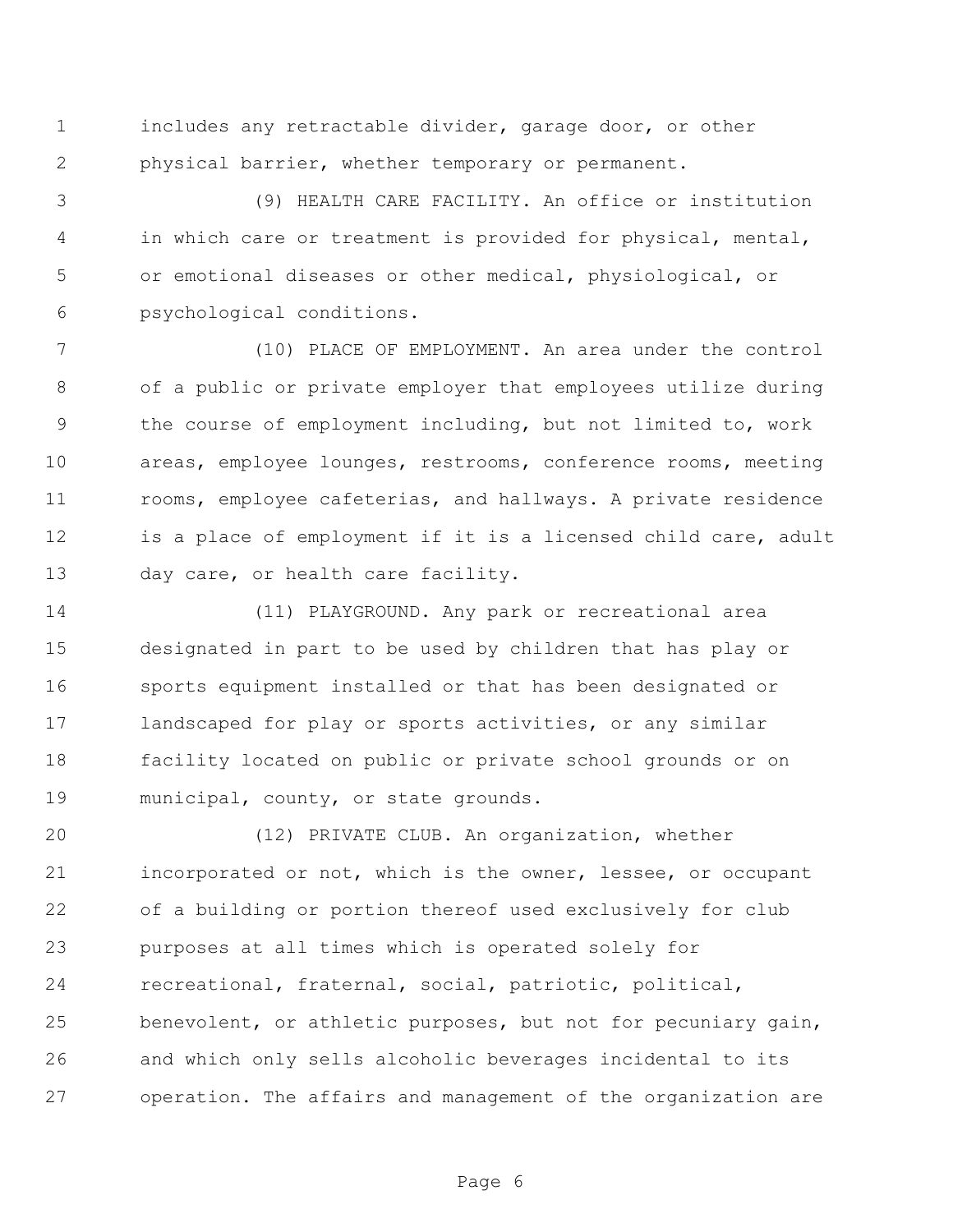includes any retractable divider, garage door, or other physical barrier, whether temporary or permanent.

(9) HEALTH CARE FACILITY. An office or institution in which care or treatment is provided for physical, mental, or emotional diseases or other medical, physiological, or psychological conditions.

(10) PLACE OF EMPLOYMENT. An area under the control of a public or private employer that employees utilize during the course of employment including, but not limited to, work areas, employee lounges, restrooms, conference rooms, meeting rooms, employee cafeterias, and hallways. A private residence is a place of employment if it is a licensed child care, adult day care, or health care facility.

(11) PLAYGROUND. Any park or recreational area designated in part to be used by children that has play or sports equipment installed or that has been designated or landscaped for play or sports activities, or any similar facility located on public or private school grounds or on municipal, county, or state grounds.

(12) PRIVATE CLUB. An organization, whether incorporated or not, which is the owner, lessee, or occupant of a building or portion thereof used exclusively for club purposes at all times which is operated solely for recreational, fraternal, social, patriotic, political, benevolent, or athletic purposes, but not for pecuniary gain, and which only sells alcoholic beverages incidental to its operation. The affairs and management of the organization are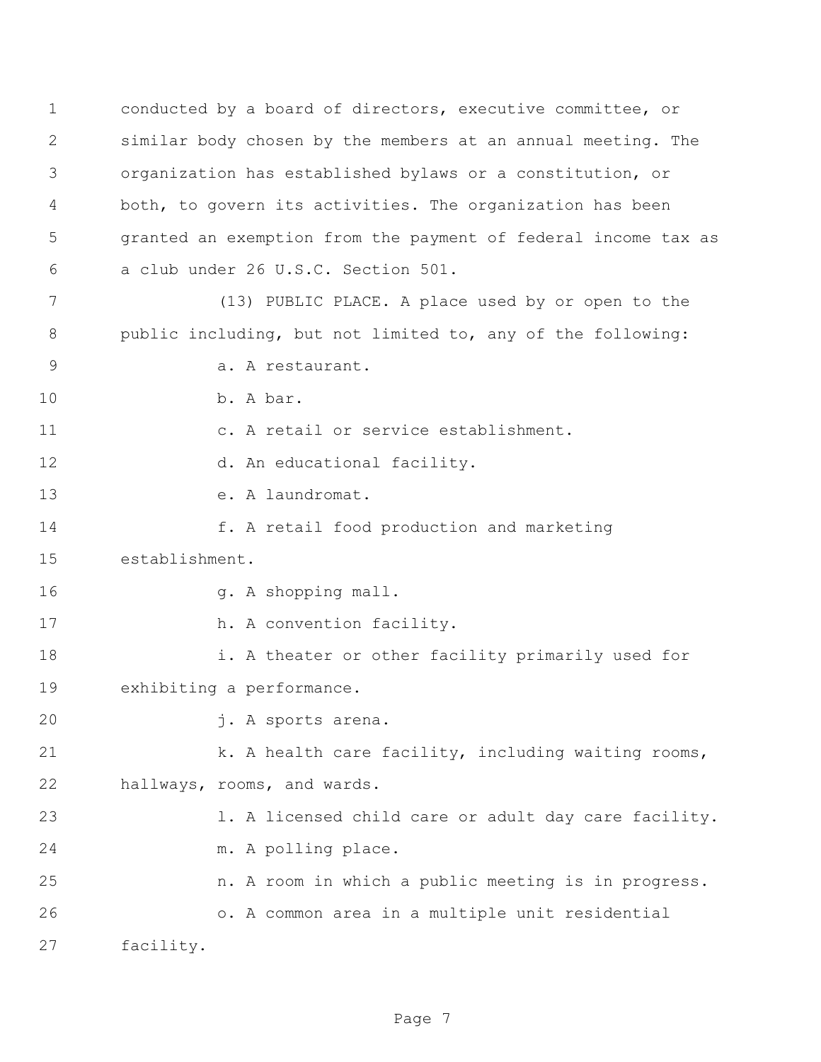conducted by a board of directors, executive committee, or similar body chosen by the members at an annual meeting. The organization has established bylaws or a constitution, or both, to govern its activities. The organization has been granted an exemption from the payment of federal income tax as a club under 26 U.S.C. Section 501.

(13) PUBLIC PLACE. A place used by or open to the public including, but not limited to, any of the following:

a. A restaurant.

b. A bar.

c. A retail or service establishment.

d. An educational facility.

e. A laundromat.

f. A retail food production and marketing establishment.

g. A shopping mall.

h. A convention facility.

i. A theater or other facility primarily used for exhibiting a performance.

j. A sports arena.

k. A health care facility, including waiting rooms, hallways, rooms, and wards.

l. A licensed child care or adult day care facility.

m. A polling place.

n. A room in which a public meeting is in progress.

o. A common area in a multiple unit residential facility.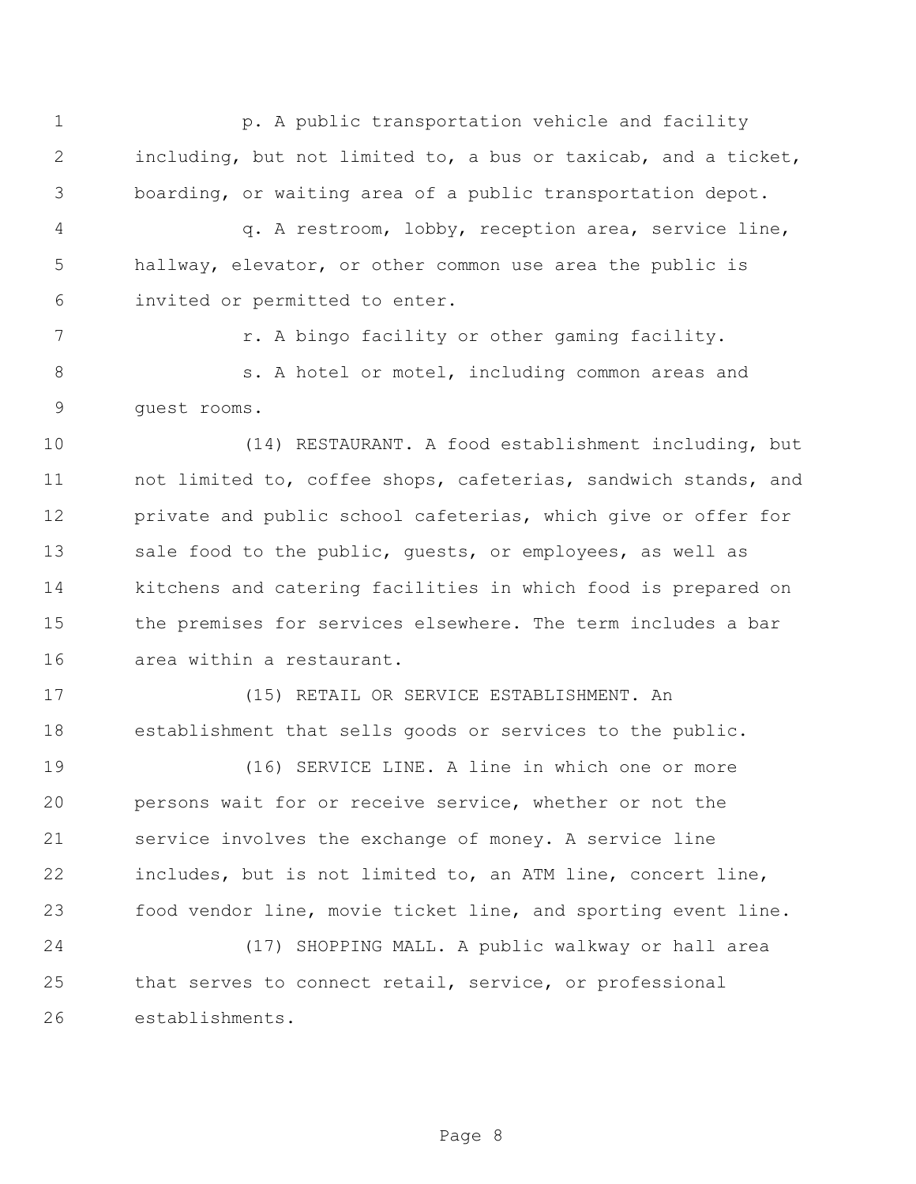p. A public transportation vehicle and facility including, but not limited to, a bus or taxicab, and a ticket, boarding, or waiting area of a public transportation depot.

q. A restroom, lobby, reception area, service line, hallway, elevator, or other common use area the public is invited or permitted to enter.

r. A bingo facility or other gaming facility.

s. A hotel or motel, including common areas and guest rooms.

(14) RESTAURANT. A food establishment including, but not limited to, coffee shops, cafeterias, sandwich stands, and private and public school cafeterias, which give or offer for sale food to the public, guests, or employees, as well as kitchens and catering facilities in which food is prepared on the premises for services elsewhere. The term includes a bar area within a restaurant.

(15) RETAIL OR SERVICE ESTABLISHMENT. An establishment that sells goods or services to the public.

(16) SERVICE LINE. A line in which one or more persons wait for or receive service, whether or not the service involves the exchange of money. A service line includes, but is not limited to, an ATM line, concert line, food vendor line, movie ticket line, and sporting event line.

(17) SHOPPING MALL. A public walkway or hall area that serves to connect retail, service, or professional establishments.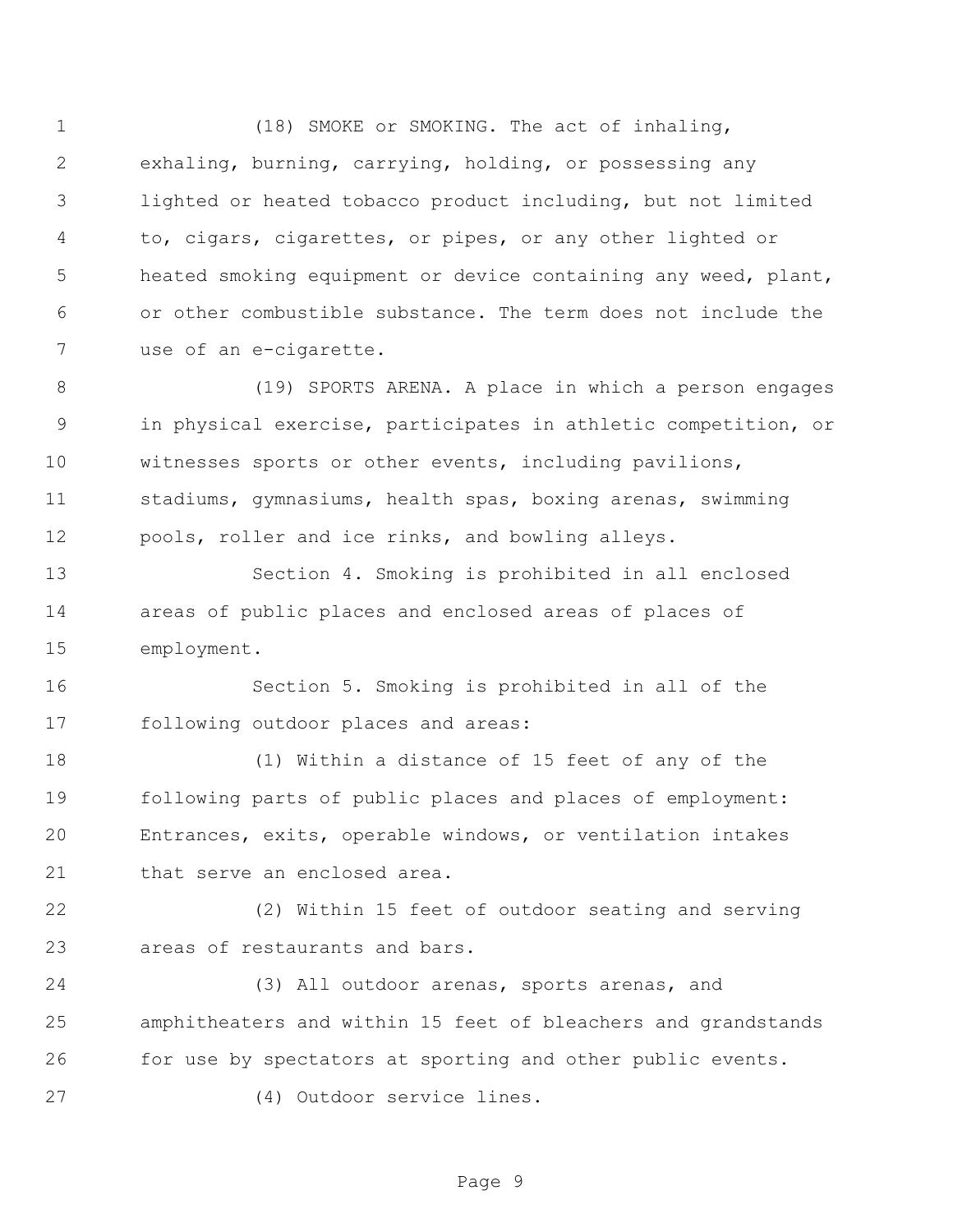(18) SMOKE or SMOKING. The act of inhaling, exhaling, burning, carrying, holding, or possessing any lighted or heated tobacco product including, but not limited to, cigars, cigarettes, or pipes, or any other lighted or heated smoking equipment or device containing any weed, plant, or other combustible substance. The term does not include the use of an e-cigarette.

(19) SPORTS ARENA. A place in which a person engages in physical exercise, participates in athletic competition, or witnesses sports or other events, including pavilions, stadiums, gymnasiums, health spas, boxing arenas, swimming pools, roller and ice rinks, and bowling alleys.

Section 4. Smoking is prohibited in all enclosed areas of public places and enclosed areas of places of employment.

Section 5. Smoking is prohibited in all of the following outdoor places and areas:

(1) Within a distance of 15 feet of any of the following parts of public places and places of employment: Entrances, exits, operable windows, or ventilation intakes that serve an enclosed area.

(2) Within 15 feet of outdoor seating and serving areas of restaurants and bars.

(3) All outdoor arenas, sports arenas, and amphitheaters and within 15 feet of bleachers and grandstands for use by spectators at sporting and other public events.

(4) Outdoor service lines.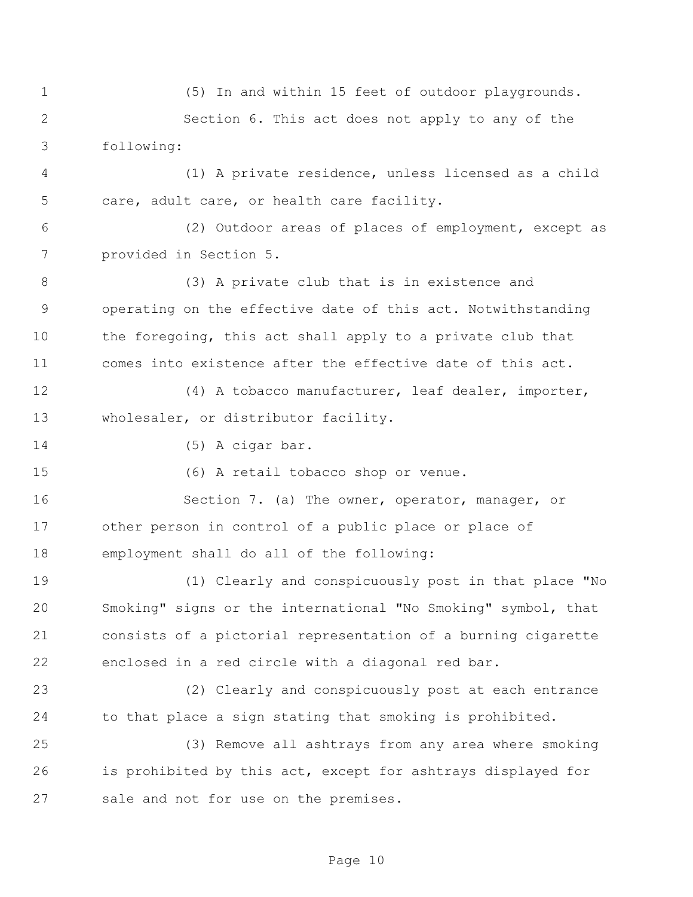(5) In and within 15 feet of outdoor playgrounds.

Section 6. This act does not apply to any of the following:

(1) A private residence, unless licensed as a child care, adult care, or health care facility.

(2) Outdoor areas of places of employment, except as provided in Section 5.

(3) A private club that is in existence and operating on the effective date of this act. Notwithstanding the foregoing, this act shall apply to a private club that comes into existence after the effective date of this act.

(4) A tobacco manufacturer, leaf dealer, importer, wholesaler, or distributor facility.

(5) A cigar bar.

(6) A retail tobacco shop or venue.

Section 7. (a) The owner, operator, manager, or other person in control of a public place or place of employment shall do all of the following:

(1) Clearly and conspicuously post in that place "No Smoking" signs or the international "No Smoking" symbol, that consists of a pictorial representation of a burning cigarette enclosed in a red circle with a diagonal red bar.

(2) Clearly and conspicuously post at each entrance to that place a sign stating that smoking is prohibited.

(3) Remove all ashtrays from any area where smoking is prohibited by this act, except for ashtrays displayed for sale and not for use on the premises.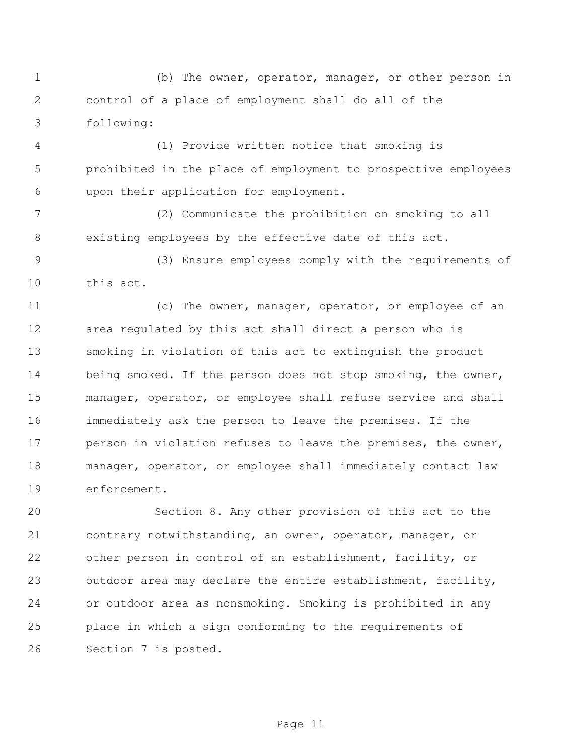(b) The owner, operator, manager, or other person in control of a place of employment shall do all of the following:

(1) Provide written notice that smoking is prohibited in the place of employment to prospective employees upon their application for employment.

(2) Communicate the prohibition on smoking to all existing employees by the effective date of this act.

(3) Ensure employees comply with the requirements of this act.

(c) The owner, manager, operator, or employee of an area regulated by this act shall direct a person who is smoking in violation of this act to extinguish the product being smoked. If the person does not stop smoking, the owner, manager, operator, or employee shall refuse service and shall immediately ask the person to leave the premises. If the person in violation refuses to leave the premises, the owner, manager, operator, or employee shall immediately contact law enforcement.

Section 8. Any other provision of this act to the contrary notwithstanding, an owner, operator, manager, or other person in control of an establishment, facility, or outdoor area may declare the entire establishment, facility, or outdoor area as nonsmoking. Smoking is prohibited in any place in which a sign conforming to the requirements of Section 7 is posted.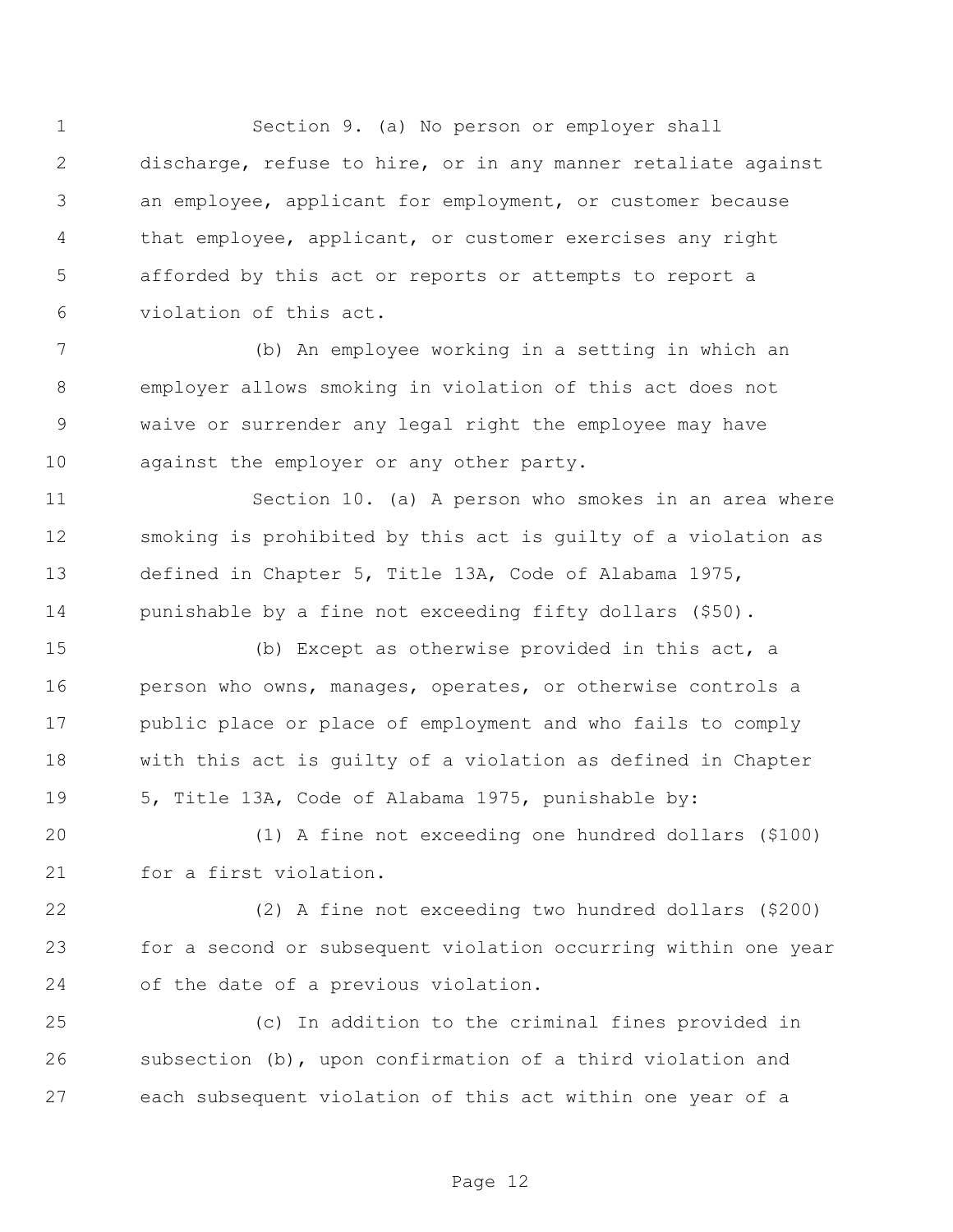Section 9. (a) No person or employer shall discharge, refuse to hire, or in any manner retaliate against an employee, applicant for employment, or customer because that employee, applicant, or customer exercises any right afforded by this act or reports or attempts to report a violation of this act.

(b) An employee working in a setting in which an employer allows smoking in violation of this act does not waive or surrender any legal right the employee may have against the employer or any other party.

Section 10. (a) A person who smokes in an area where smoking is prohibited by this act is guilty of a violation as defined in Chapter 5, Title 13A, Code of Alabama 1975, punishable by a fine not exceeding fifty dollars ($50).

(b) Except as otherwise provided in this act, a person who owns, manages, operates, or otherwise controls a public place or place of employment and who fails to comply with this act is guilty of a violation as defined in Chapter 5, Title 13A, Code of Alabama 1975, punishable by:

(1) A fine not exceeding one hundred dollars ($100) for a first violation.

(2) A fine not exceeding two hundred dollars ($200) for a second or subsequent violation occurring within one year of the date of a previous violation.

(c) In addition to the criminal fines provided in subsection (b), upon confirmation of a third violation and each subsequent violation of this act within one year of a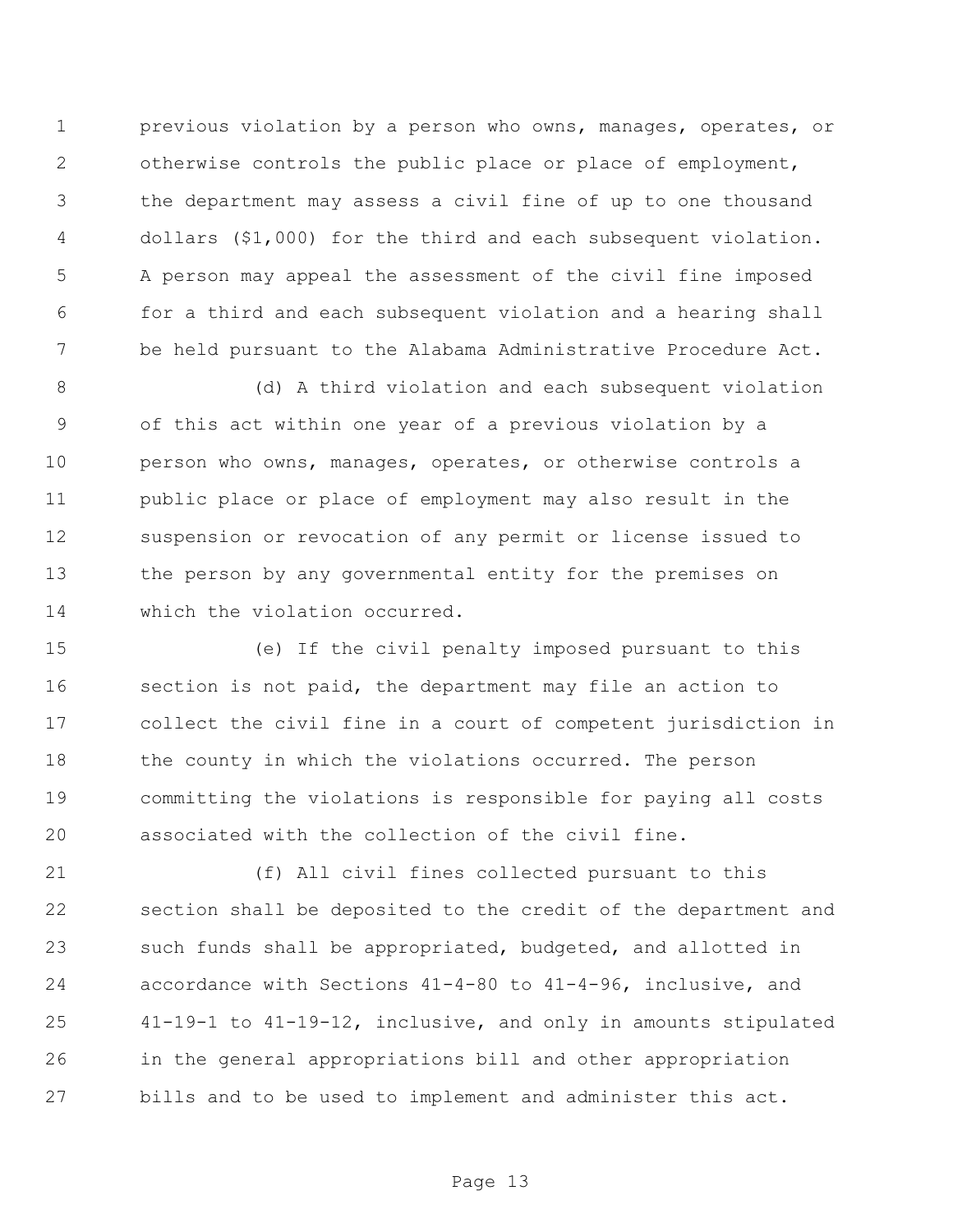previous violation by a person who owns, manages, operates, or otherwise controls the public place or place of employment, the department may assess a civil fine of up to one thousand dollars ($1,000) for the third and each subsequent violation. A person may appeal the assessment of the civil fine imposed for a third and each subsequent violation and a hearing shall be held pursuant to the Alabama Administrative Procedure Act.

(d) A third violation and each subsequent violation of this act within one year of a previous violation by a person who owns, manages, operates, or otherwise controls a public place or place of employment may also result in the suspension or revocation of any permit or license issued to the person by any governmental entity for the premises on which the violation occurred.

(e) If the civil penalty imposed pursuant to this section is not paid, the department may file an action to collect the civil fine in a court of competent jurisdiction in the county in which the violations occurred. The person committing the violations is responsible for paying all costs associated with the collection of the civil fine.

(f) All civil fines collected pursuant to this section shall be deposited to the credit of the department and such funds shall be appropriated, budgeted, and allotted in accordance with Sections 41-4-80 to 41-4-96, inclusive, and 41-19-1 to 41-19-12, inclusive, and only in amounts stipulated in the general appropriations bill and other appropriation bills and to be used to implement and administer this act.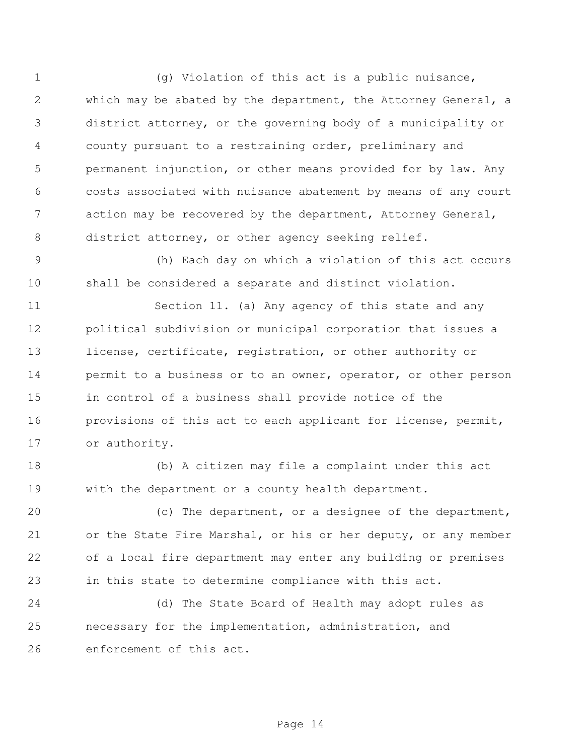(g) Violation of this act is a public nuisance, which may be abated by the department, the Attorney General, a district attorney, or the governing body of a municipality or county pursuant to a restraining order, preliminary and permanent injunction, or other means provided for by law. Any costs associated with nuisance abatement by means of any court action may be recovered by the department, Attorney General, district attorney, or other agency seeking relief.

(h) Each day on which a violation of this act occurs shall be considered a separate and distinct violation.

Section 11. (a) Any agency of this state and any political subdivision or municipal corporation that issues a license, certificate, registration, or other authority or permit to a business or to an owner, operator, or other person in control of a business shall provide notice of the provisions of this act to each applicant for license, permit, or authority.

(b) A citizen may file a complaint under this act with the department or a county health department.

(c) The department, or a designee of the department, or the State Fire Marshal, or his or her deputy, or any member of a local fire department may enter any building or premises in this state to determine compliance with this act.

(d) The State Board of Health may adopt rules as necessary for the implementation, administration, and enforcement of this act.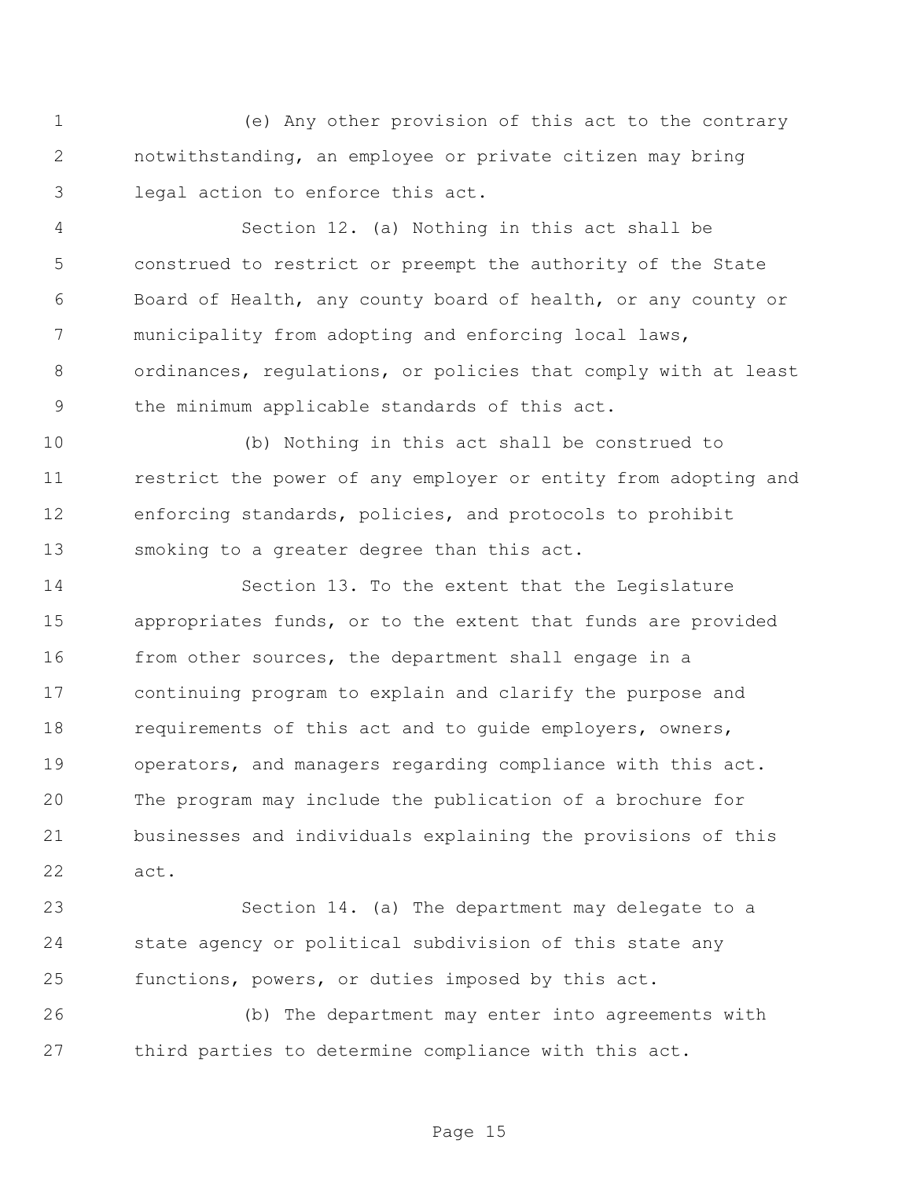(e) Any other provision of this act to the contrary notwithstanding, an employee or private citizen may bring legal action to enforce this act.

Section 12. (a) Nothing in this act shall be construed to restrict or preempt the authority of the State Board of Health, any county board of health, or any county or municipality from adopting and enforcing local laws, ordinances, regulations, or policies that comply with at least the minimum applicable standards of this act.

(b) Nothing in this act shall be construed to restrict the power of any employer or entity from adopting and enforcing standards, policies, and protocols to prohibit smoking to a greater degree than this act.

Section 13. To the extent that the Legislature appropriates funds, or to the extent that funds are provided from other sources, the department shall engage in a continuing program to explain and clarify the purpose and requirements of this act and to guide employers, owners, operators, and managers regarding compliance with this act. The program may include the publication of a brochure for businesses and individuals explaining the provisions of this act.

Section 14. (a) The department may delegate to a state agency or political subdivision of this state any functions, powers, or duties imposed by this act.

(b) The department may enter into agreements with third parties to determine compliance with this act.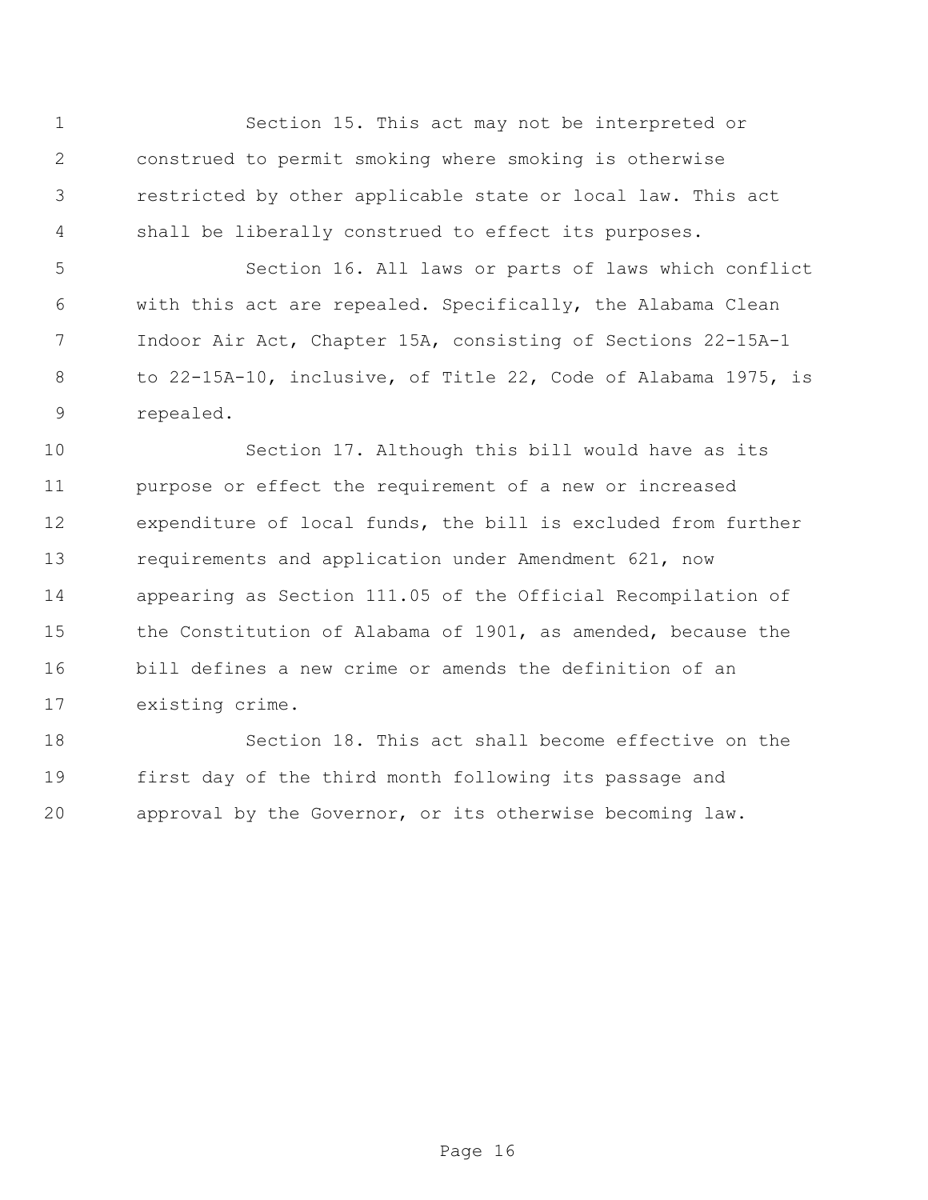Section 15. This act may not be interpreted or construed to permit smoking where smoking is otherwise restricted by other applicable state or local law. This act shall be liberally construed to effect its purposes.

Section 16. All laws or parts of laws which conflict with this act are repealed. Specifically, the Alabama Clean Indoor Air Act, Chapter 15A, consisting of Sections 22-15A-1 to 22-15A-10, inclusive, of Title 22, Code of Alabama 1975, is repealed.

Section 17. Although this bill would have as its purpose or effect the requirement of a new or increased expenditure of local funds, the bill is excluded from further requirements and application under Amendment 621, now appearing as Section 111.05 of the Official Recompilation of the Constitution of Alabama of 1901, as amended, because the bill defines a new crime or amends the definition of an existing crime.

Section 18. This act shall become effective on the first day of the third month following its passage and approval by the Governor, or its otherwise becoming law.